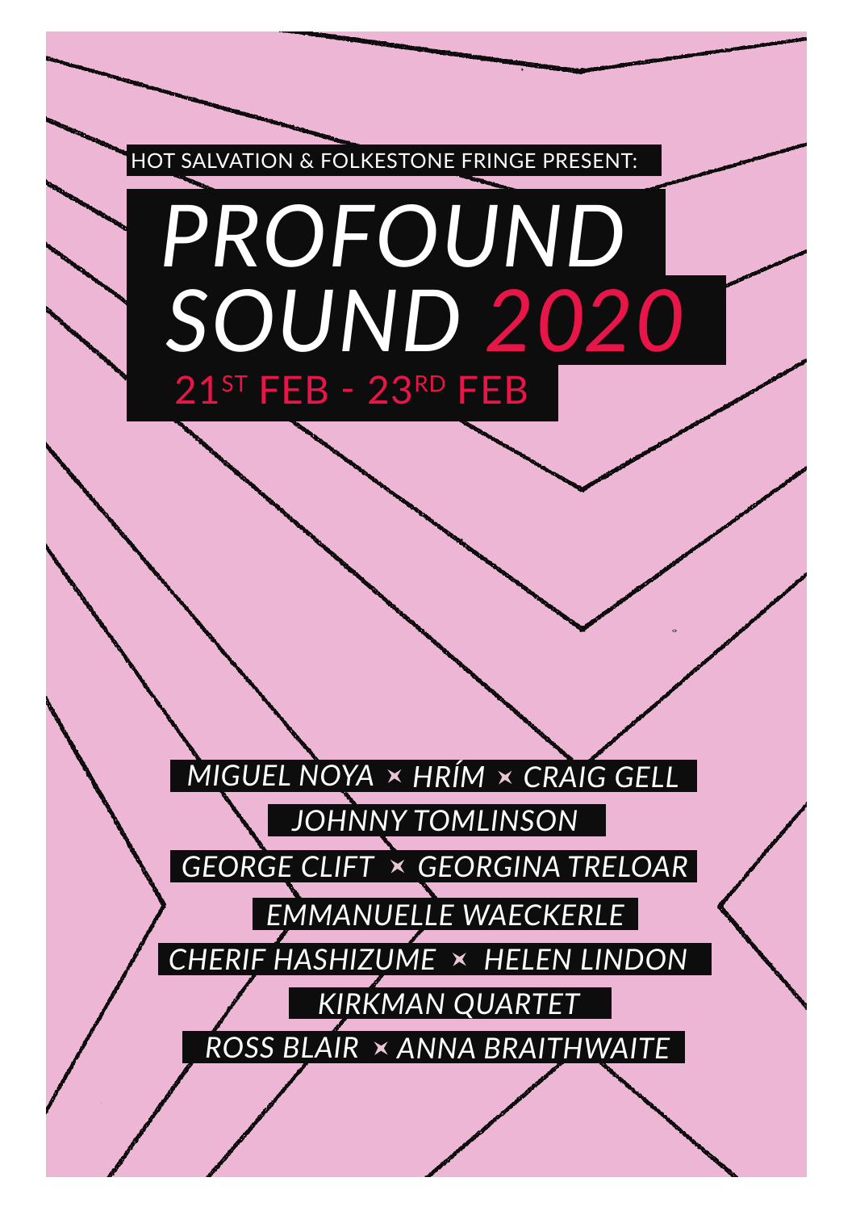HOT SALVATION & FOLKESTONE FRINGE PRESENT:

# *PROFOUND SOUND 2020*

## 21ST FEB - 23RD FEB

*MIGUEL NOYA × HRÍM × CRAIG GELL*

*JOHNNY TOMLINSON*

*GEORGE CLIFT × GEORGINA TRELOAR*

*EMMANUELLE WAECKERLE*

*CHERIF HASHIZUME × HELEN LINDON*

*KIRKMAN QUARTET*

*ROSS BLAIR × ANNA BRAITHWAITE*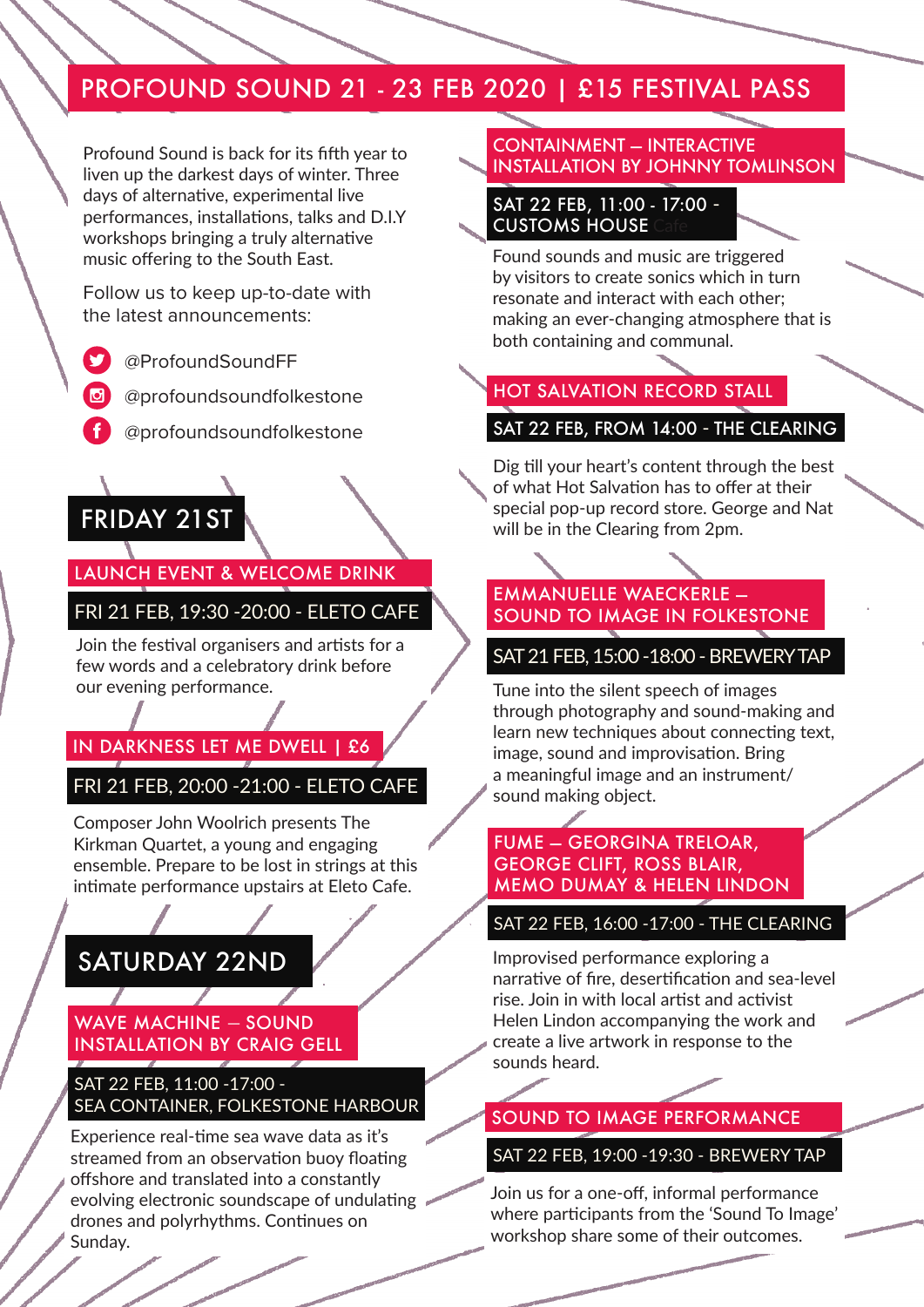# PROFOUND SOUND 21 - 23 FEB 2020 | £15 FESTIVAL PASS

Profound Sound is back for its fifth year to liven up the darkest days of winter. Three days of alternative, experimental live performances, installations, talks and D.I.Y workshops bringing a truly alternative music offering to the South East.

Follow us to keep up-to-date with the latest announcements:

- @ProfoundSoundFF
- @profoundsoundfolkestone
- @profoundsoundfolkestone

## FRIDAY 21ST

### LAUNCH EVENT & WELCOME DRINK

**FRI 21 FEB, 19:30 -20:00 - ELETO CAFE**

Join the festival organisers and artists for a few words and a celebratory drink before our evening performance.

### IN DARKNESS LET ME DWELL | £6

**FRI 21 FEB, 20:00 -21:00 - ELETO CAFE**

Composer John Woolrich presents The Kirkman Quartet, a young and engaging ensemble. Prepare to be lost in strings at this intimate performance upstairs at Eleto Cafe.

## SATURDAY 22ND

### WAVE MACHINE – SOUND INSTALLATION BY CRAIG GELL

**SAT 22 FEB, 11:00 -17:00 - SEA CONTAINER, FOLKESTONE HARBOUR**

Experience real-time sea wave data as it's streamed from an observation buoy floating offshore and translated into a constantly evolving electronic soundscape of undulating drones and polyrhythms. Continues on Sunday.

### CONTAINMENT – INTERACTIVE INSTALLATION BY JOHNNY TOMLINSON

**SAT 22 FEB, 11:00 - 17:00 - CUSTOMS HOUSE Cafe**

Found sounds and music are triggered by visitors to create sonics which in turn resonate and interact with each other; making an ever-changing atmosphere that is both containing and communal.

### HOT SALVATION RECORD STALL

**SAT 22 FEB, FROM 14:00 - THE CLEARING**

Dig till your heart's content through the best of what Hot Salvation has to offer at their special pop-up record store. George and Nat will be in the Clearing from 2pm.

### EMMANUELLE WAECKERLE – SOUND TO IMAGE IN FOLKESTONE

**SAT 21 FEB, 15:00 -18:00 - BREWERY TAP**

Tune into the silent speech of images through photography and sound-making and learn new techniques about connecting text, image, sound and improvisation. Bring a meaningful image and an instrument/ sound making object.

### FUME – GEORGINA TRELOAR, GEORGE CLIFT, ROSS BLAIR, MEMO DUMAY & HELEN LINDON

**SAT 22 FEB, 16:00 -17:00 - THE CLEARING**

Improvised performance exploring a narrative of fire, desertification and sea-level rise. Join in with local artist and activist Helen Lindon accompanying the work and create a live artwork in response to the sounds heard.

### SOUND TO IMAGE PERFORMANCE

**SAT 22 FEB, 19:00 -19:30 - BREWERY TAP**

Join us for a one-off, informal performance where participants from the 'Sound To Image' workshop share some of their outcomes.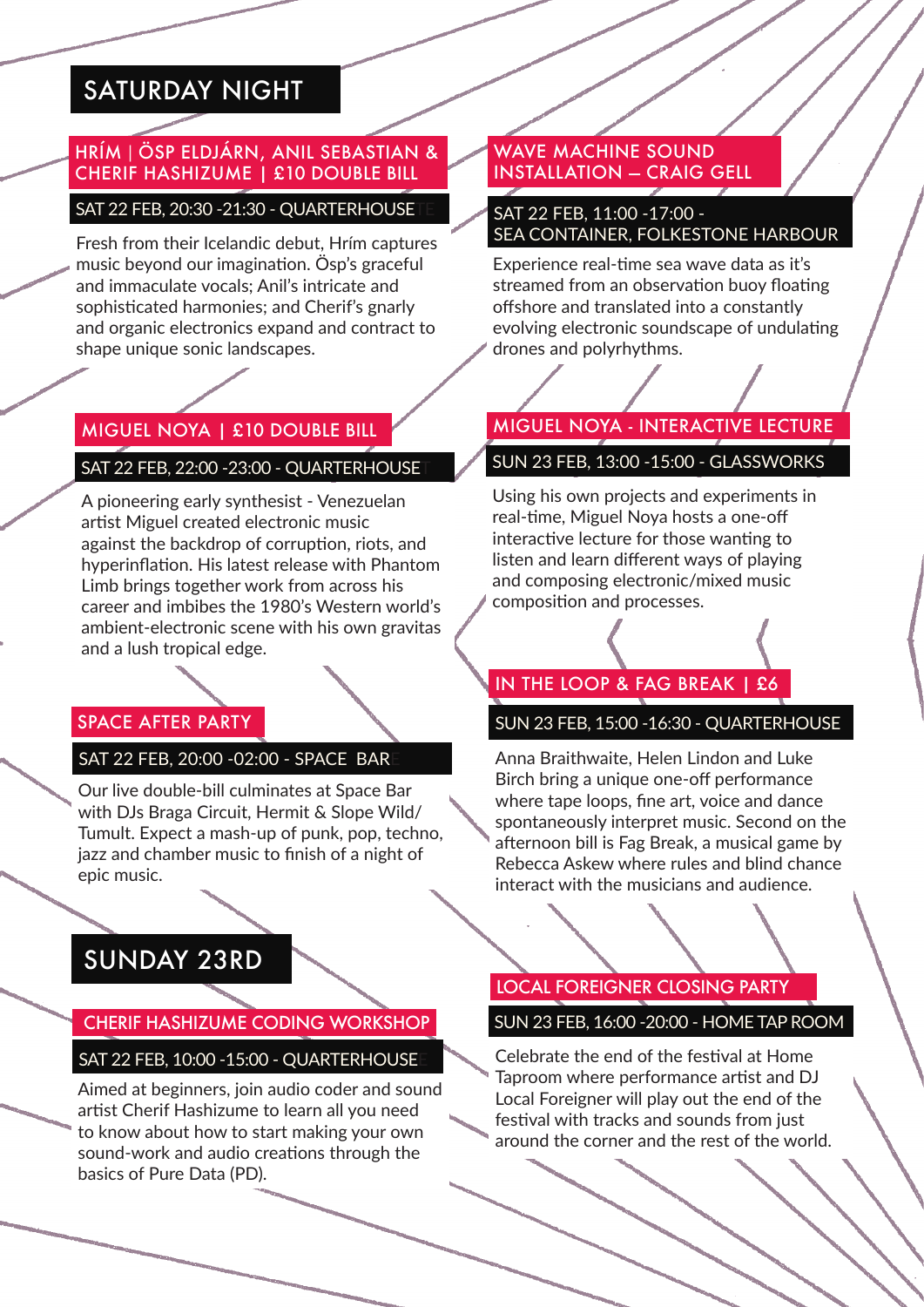## SATURDAY NIGHT

### HRÍM | ÖSP ELDJÁRN, ANIL SEBASTIAN & CHERIF HASHIZUME | £10 DOUBLE BILL

SAT 22 FEB, 20:30 -21:30 - QUARTERHOUSE

Fresh from their Icelandic debut, Hrím captures music beyond our imagination. Ösp's graceful and immaculate vocals; Anil's intricate and sophisticated harmonies; and Cherif's gnarly and organic electronics expand and contract to shape unique sonic landscapes.

### MIGUEL NOYA | £10 DOUBLE BILL

SAT 22 FEB, 22:00 -23:00 - QUARTERHOUSE

A pioneering early synthesist - Venezuelan artist Miguel created electronic music against the backdrop of corruption, riots, and hyperinflation. His latest release with Phantom Limb brings together work from across his career and imbibes the 1980's Western world's ambient-electronic scene with his own gravitas and a lush tropical edge.

### SPACE AFTER PARTY

SAT 22 FEB, 20:00 -02:00 - SPACE BAR

Our live double-bill culminates at Space Bar with DJs Braga Circuit, Hermit & Slope Wild/ Tumult. Expect a mash-up of punk, pop, techno, jazz and chamber music to finish of a night of epic music.

### WAVE MACHINE SOUND INSTALLATION – CRAIG GELL

SAT 22 FEB, 11:00 -17:00 - SEA CONTAINER, FOLKESTONE HARBOUR

Experience real-time sea wave data as it's streamed from an observation buoy floating offshore and translated into a constantly evolving electronic soundscape of undulating drones and polyrhythms.

### MIGUEL NOYA - INTERACTIVE LECTURE

SUN 23 FEB, 13:00 -15:00 - GLASSWORKS

Using his own projects and experiments in real-time, Miguel Noya hosts a one-off interactive lecture for those wanting to listen and learn different ways of playing and composing electronic/mixed music composition and processes.

### IN THE LOOP & FAG BREAK | £6

SUN 23 FEB, 15:00 -16:30 - QUARTERHOUSE

Anna Braithwaite, Helen Lindon and Luke Birch bring a unique one-off performance where tape loops, fine art, voice and dance spontaneously interpret music. Second on the afternoon bill is Fag Break, a musical game by Rebecca Askew where rules and blind chance interact with the musicians and audience.

## SUNDAY 23RD

### CHERIF HASHIZUME CODING WORKSHOP

SAT 22 FEB, 10:00 -15:00 - QUARTERHOUSE

Aimed at beginners, join audio coder and sound artist Cherif Hashizume to learn all you need to know about how to start making your own sound-work and audio creations through the basics of Pure Data (PD).

### LOCAL FOREIGNER CLOSING PARTY

SUN 23 FEB, 16:00 -20:00 - HOME TAP ROOM

Celebrate the end of the festival at Home Taproom where performance artist and DJ Local Foreigner will play out the end of the festival with tracks and sounds from just around the corner and the rest of the world.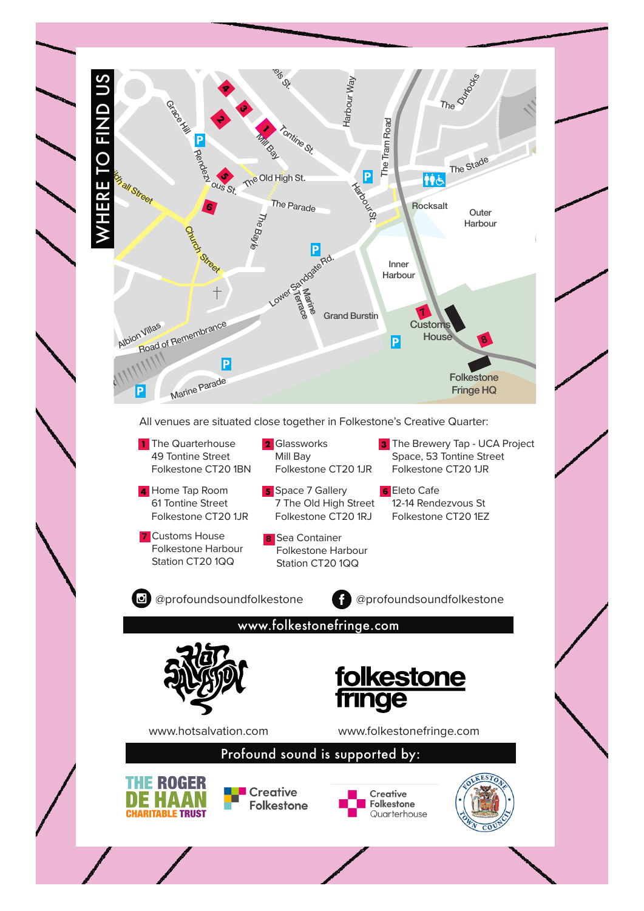# WHERE TO FIND US

All venues are situated close together in Folkestone's Creative Quarter:

1. The Quarterhouse
   49 Tontine Street
   Folkestone CT20 1BN
2. Glassworks
   Mill Bay
   Folkestone CT20 1JR
3. The Brewery Tap - UCA Project Space, 53 Tontine Street
   Folkestone CT20 1JR
4. Home Tap Room
   61 Tontine Street
   Folkestone CT20 1JR
5. Space 7 Gallery
   7 The Old High Street
   Folkestone CT20 1RJ
6. Eleto Cafe
   12-14 Rendezvous St
   Folkestone CT20 1EZ
7. Customs House
   Folkestone Harbour
   Station CT20 1QQ
8. Sea Container
   Folkestone Harbour
   Station CT20 1QQ

@profoundsoundfolkestone

@profoundsoundfolkestone

**www.folkestonefringe.com**

www.hotsalvation.com

www.folkestonefringe.com

**Profound sound is supported by:**

THE ROGER DE HAAN CHARITABLE TRUST

Creative Folkestone

Creative Folkestone Quarterhouse

Folkestone Town Council